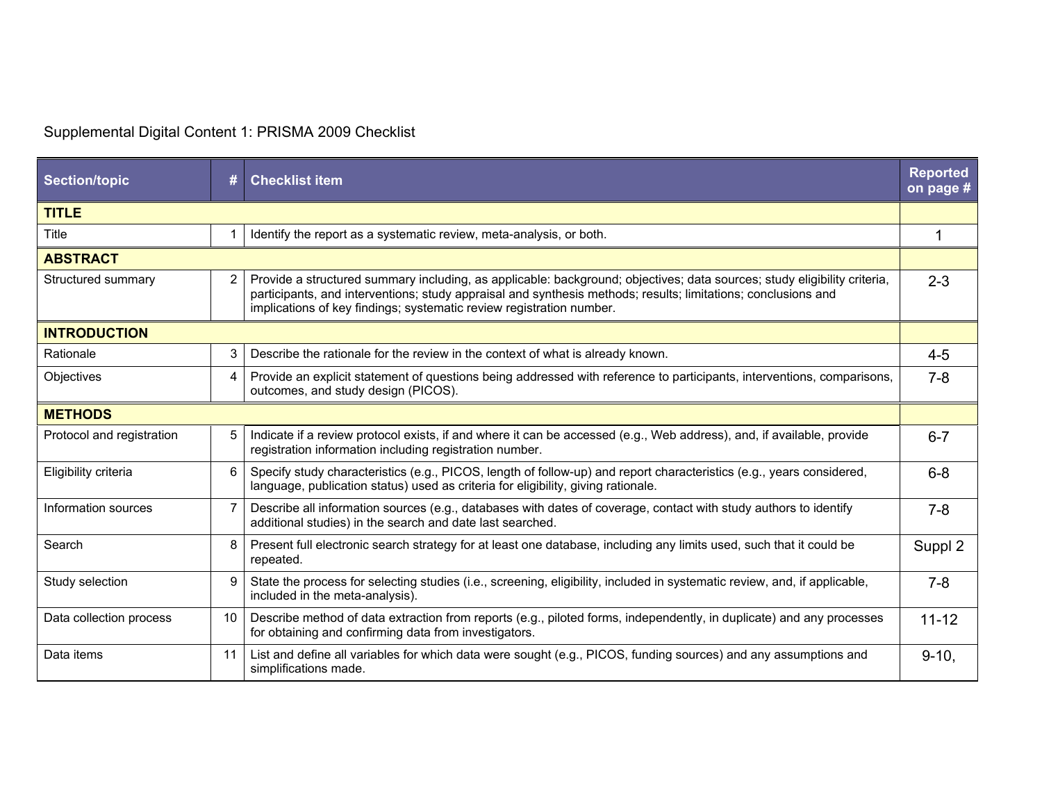Supplemental Digital Content 1: PRISMA 2009 Checklist

| Section/topic | # | Checklist item | Reported on page # |
|---|---|---|---|
| **TITLE** | | | |
| Title | 1 | Identify the report as a systematic review, meta-analysis, or both. | 1 |
| **ABSTRACT** | | | |
| Structured summary | 2 | Provide a structured summary including, as applicable: background; objectives; data sources; study eligibility criteria, participants, and interventions; study appraisal and synthesis methods; results; limitations; conclusions and implications of key findings; systematic review registration number. | 2-3 |
| **INTRODUCTION** | | | |
| Rationale | 3 | Describe the rationale for the review in the context of what is already known. | 4-5 |
| Objectives | 4 | Provide an explicit statement of questions being addressed with reference to participants, interventions, comparisons, outcomes, and study design (PICOS). | 7-8 |
| **METHODS** | | | |
| Protocol and registration | 5 | Indicate if a review protocol exists, if and where it can be accessed (e.g., Web address), and, if available, provide registration information including registration number. | 6-7 |
| Eligibility criteria | 6 | Specify study characteristics (e.g., PICOS, length of follow-up) and report characteristics (e.g., years considered, language, publication status) used as criteria for eligibility, giving rationale. | 6-8 |
| Information sources | 7 | Describe all information sources (e.g., databases with dates of coverage, contact with study authors to identify additional studies) in the search and date last searched. | 7-8 |
| Search | 8 | Present full electronic search strategy for at least one database, including any limits used, such that it could be repeated. | Suppl 2 |
| Study selection | 9 | State the process for selecting studies (i.e., screening, eligibility, included in systematic review, and, if applicable, included in the meta-analysis). | 7-8 |
| Data collection process | 10 | Describe method of data extraction from reports (e.g., piloted forms, independently, in duplicate) and any processes for obtaining and confirming data from investigators. | 11-12 |
| Data items | 11 | List and define all variables for which data were sought (e.g., PICOS, funding sources) and any assumptions and simplifications made. | 9-10, |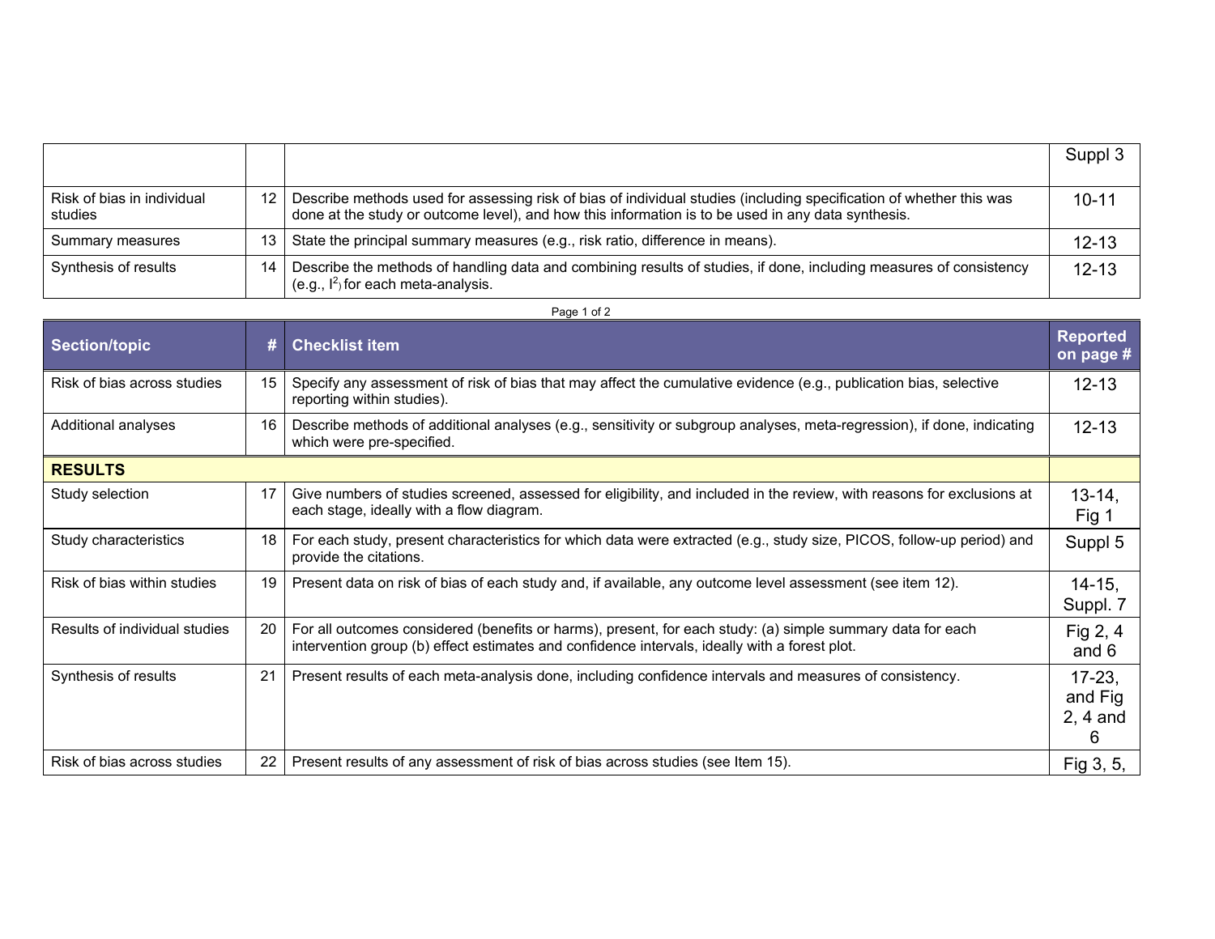| Section/topic | # | Checklist item | Reported on page # |
|---|---|---|---|
| | | | Suppl 3 |
| Risk of bias in individual studies | 12 | Describe methods used for assessing risk of bias of individual studies (including specification of whether this was done at the study or outcome level), and how this information is to be used in any data synthesis. | 10-11 |
| Summary measures | 13 | State the principal summary measures (e.g., risk ratio, difference in means). | 12-13 |
| Synthesis of results | 14 | Describe the methods of handling data and combining results of studies, if done, including measures of consistency (e.g., $I^2$) for each meta-analysis. | 12-13 |
| Risk of bias across studies | 15 | Specify any assessment of risk of bias that may affect the cumulative evidence (e.g., publication bias, selective reporting within studies). | 12-13 |
| Additional analyses | 16 | Describe methods of additional analyses (e.g., sensitivity or subgroup analyses, meta-regression), if done, indicating which were pre-specified. | 12-13 |
| **RESULTS** | | | |
| Study selection | 17 | Give numbers of studies screened, assessed for eligibility, and included in the review, with reasons for exclusions at each stage, ideally with a flow diagram. | 13-14, Fig 1 |
| Study characteristics | 18 | For each study, present characteristics for which data were extracted (e.g., study size, PICOS, follow-up period) and provide the citations. | Suppl 5 |
| Risk of bias within studies | 19 | Present data on risk of bias of each study and, if available, any outcome level assessment (see item 12). | 14-15, Suppl. 7 |
| Results of individual studies | 20 | For all outcomes considered (benefits or harms), present, for each study: (a) simple summary data for each intervention group (b) effect estimates and confidence intervals, ideally with a forest plot. | Fig 2, 4 and 6 |
| Synthesis of results | 21 | Present results of each meta-analysis done, including confidence intervals and measures of consistency. | 17-23, and Fig 2, 4 and 6 |
| Risk of bias across studies | 22 | Present results of any assessment of risk of bias across studies (see Item 15). | Fig 3, 5, |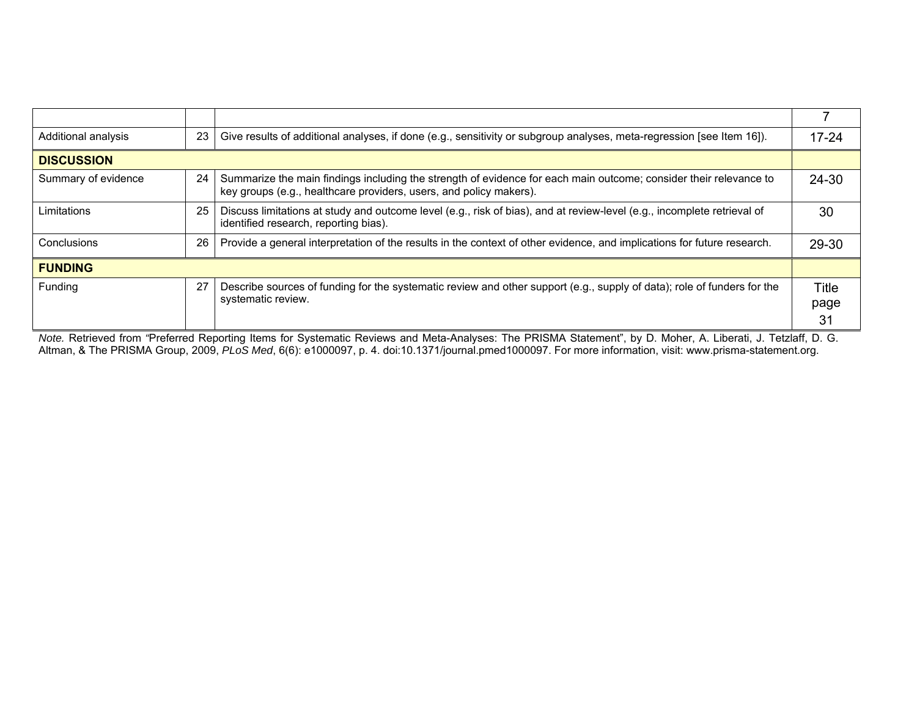| | | | |
|---|---|---|---|
| | | | 7 |
| Additional analysis | 23 | Give results of additional analyses, if done (e.g., sensitivity or subgroup analyses, meta-regression [see Item 16]). | 17-24 |
| **DISCUSSION** | | | |
| Summary of evidence | 24 | Summarize the main findings including the strength of evidence for each main outcome; consider their relevance to key groups (e.g., healthcare providers, users, and policy makers). | 24-30 |
| Limitations | 25 | Discuss limitations at study and outcome level (e.g., risk of bias), and at review-level (e.g., incomplete retrieval of identified research, reporting bias). | 30 |
| Conclusions | 26 | Provide a general interpretation of the results in the context of other evidence, and implications for future research. | 29-30 |
| **FUNDING** | | | |
| Funding | 27 | Describe sources of funding for the systematic review and other support (e.g., supply of data); role of funders for the systematic review. | Title page 31 |

*Note.* Retrieved from "Preferred Reporting Items for Systematic Reviews and Meta-Analyses: The PRISMA Statement", by D. Moher, A. Liberati, J. Tetzlaff, D. G. Altman, & The PRISMA Group, 2009, *PLoS Med*, 6(6): e1000097, p. 4. doi:10.1371/journal.pmed1000097. For more information, visit: www.prisma-statement.org.